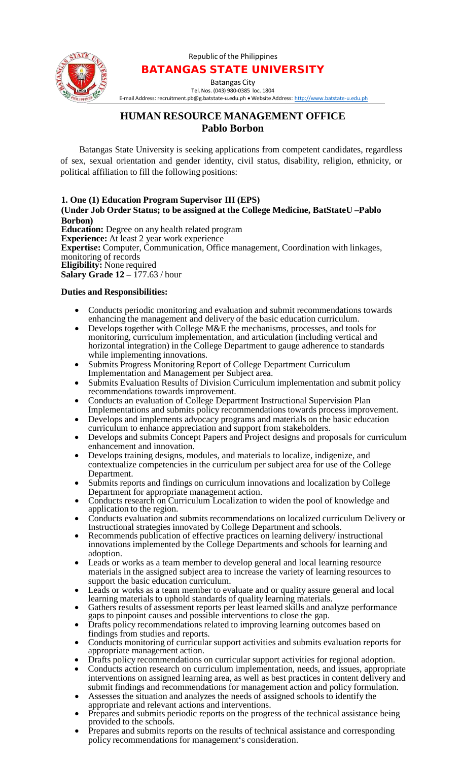Republic of the Philippines

**BATANGAS STATE UNIVERSITY**

Batangas City

Tel. Nos. (043) 980-0385 loc. 1804

E-mail Address: recruitment.pb@g.batstate-u.edu.ph • Website Address: http://www.batstate-u.edu.ph

## HUMAN RESOURCE MANAGEMENT OFFICE
## Pablo Borbon

Batangas State University is seeking applications from competent candidates, regardless of sex, sexual orientation and gender identity, civil status, disability, religion, ethnicity, or political affiliation to fill the following positions:

**1. One (1) Education Program Supervisor III (EPS)**
**(Under Job Order Status; to be assigned at the College Medicine, BatStateU –Pablo Borbon)**

**Education:** Degree on any health related program
**Experience:** At least 2 year work experience
**Expertise:** Computer, Communication, Office management, Coordination with linkages, monitoring of records
**Eligibility:** None required
**Salary Grade 12 –** 177.63 / hour

**Duties and Responsibilities:**

- Conducts periodic monitoring and evaluation and submit recommendations towards enhancing the management and delivery of the basic education curriculum.
- Develops together with College M&E the mechanisms, processes, and tools for monitoring, curriculum implementation, and articulation (including vertical and horizontal integration) in the College Department to gauge adherence to standards while implementing innovations.
- Submits Progress Monitoring Report of College Department Curriculum Implementation and Management per Subject area.
- Submits Evaluation Results of Division Curriculum implementation and submit policy recommendations towards improvement.
- Conducts an evaluation of College Department Instructional Supervision Plan Implementations and submits policy recommendations towards process improvement.
- Develops and implements advocacy programs and materials on the basic education curriculum to enhance appreciation and support from stakeholders.
- Develops and submits Concept Papers and Project designs and proposals for curriculum enhancement and innovation.
- Develops training designs, modules, and materials to localize, indigenize, and contextualize competencies in the curriculum per subject area for use of the College Department.
- Submits reports and findings on curriculum innovations and localization by College Department for appropriate management action.
- Conducts research on Curriculum Localization to widen the pool of knowledge and application to the region.
- Conducts evaluation and submits recommendations on localized curriculum Delivery or Instructional strategies innovated by College Department and schools.
- Recommends publication of effective practices on learning delivery/ instructional innovations implemented by the College Departments and schools for learning and adoption.
- Leads or works as a team member to develop general and local learning resource materials in the assigned subject area to increase the variety of learning resources to support the basic education curriculum.
- Leads or works as a team member to evaluate and or quality assure general and local learning materials to uphold standards of quality learning materials.
- Gathers results of assessment reports per least learned skills and analyze performance gaps to pinpoint causes and possible interventions to close the gap.
- Drafts policy recommendations related to improving learning outcomes based on findings from studies and reports.
- Conducts monitoring of curricular support activities and submits evaluation reports for appropriate management action.
- Drafts policy recommendations on curricular support activities for regional adoption.
- Conducts action research on curriculum implementation, needs, and issues, appropriate interventions on assigned learning area, as well as best practices in content delivery and submit findings and recommendations for management action and policy formulation.
- Assesses the situation and analyzes the needs of assigned schools to identify the appropriate and relevant actions and interventions.
- Prepares and submits periodic reports on the progress of the technical assistance being provided to the schools.
- Prepares and submits reports on the results of technical assistance and corresponding policy recommendations for management's consideration.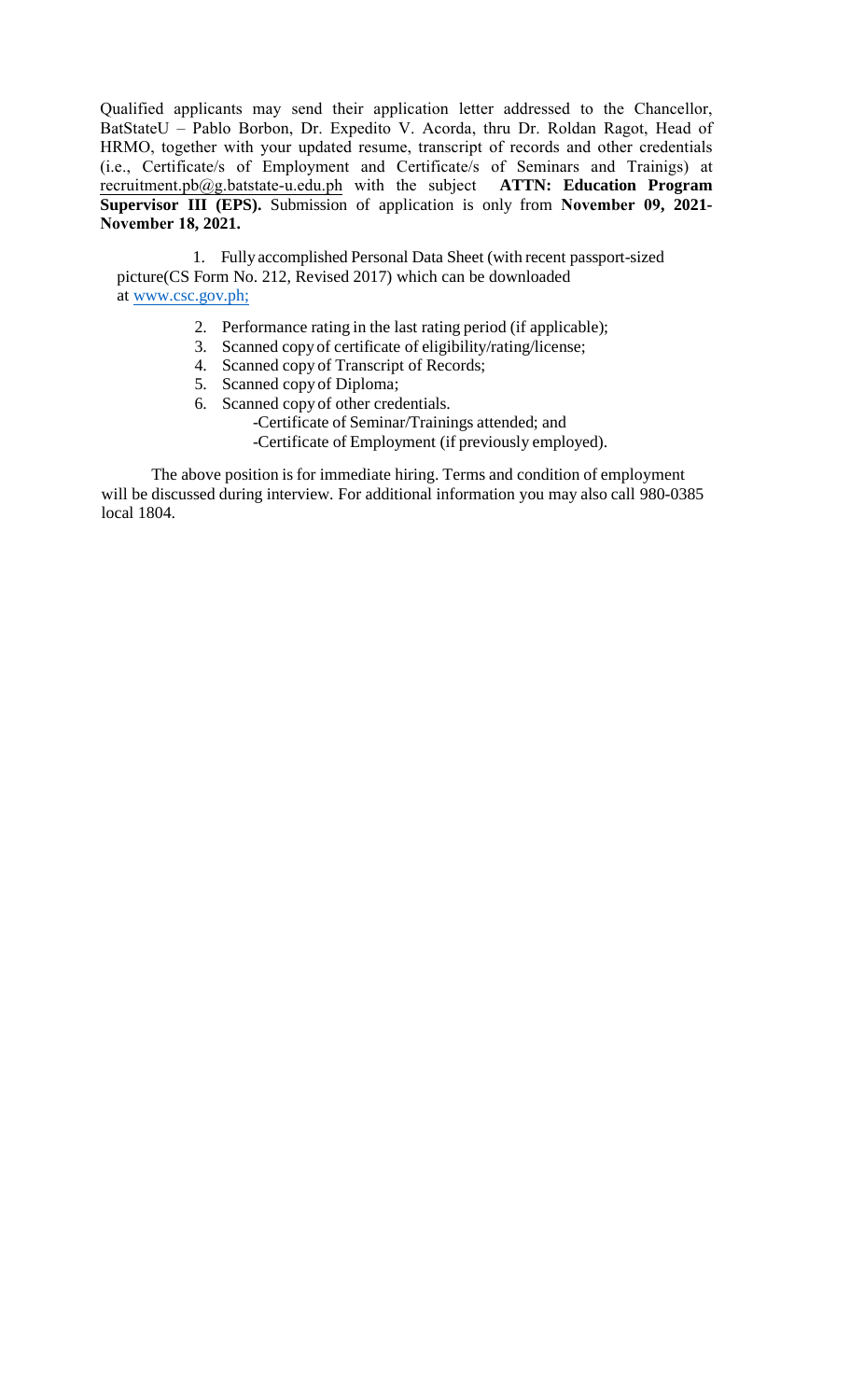Qualified applicants may send their application letter addressed to the Chancellor, BatStateU – Pablo Borbon, Dr. Expedito V. Acorda, thru Dr. Roldan Ragot, Head of HRMO, together with your updated resume, transcript of records and other credentials (i.e., Certificate/s of Employment and Certificate/s of Seminars and Trainigs) at recruitment.pb@g.batstate-u.edu.ph with the subject **ATTN: Education Program Supervisor III (EPS).** Submission of application is only from **November 09, 2021- November 18, 2021.**

1. Fully accomplished Personal Data Sheet (with recent passport-sized picture(CS Form No. 212, Revised 2017) which can be downloaded at www.csc.gov.ph;
2. Performance rating in the last rating period (if applicable);
3. Scanned copy of certificate of eligibility/rating/license;
4. Scanned copy of Transcript of Records;
5. Scanned copy of Diploma;
6. Scanned copy of other credentials.
   - -Certificate of Seminar/Trainings attended; and
   - -Certificate of Employment (if previously employed).

The above position is for immediate hiring. Terms and condition of employment will be discussed during interview. For additional information you may also call 980-0385 local 1804.